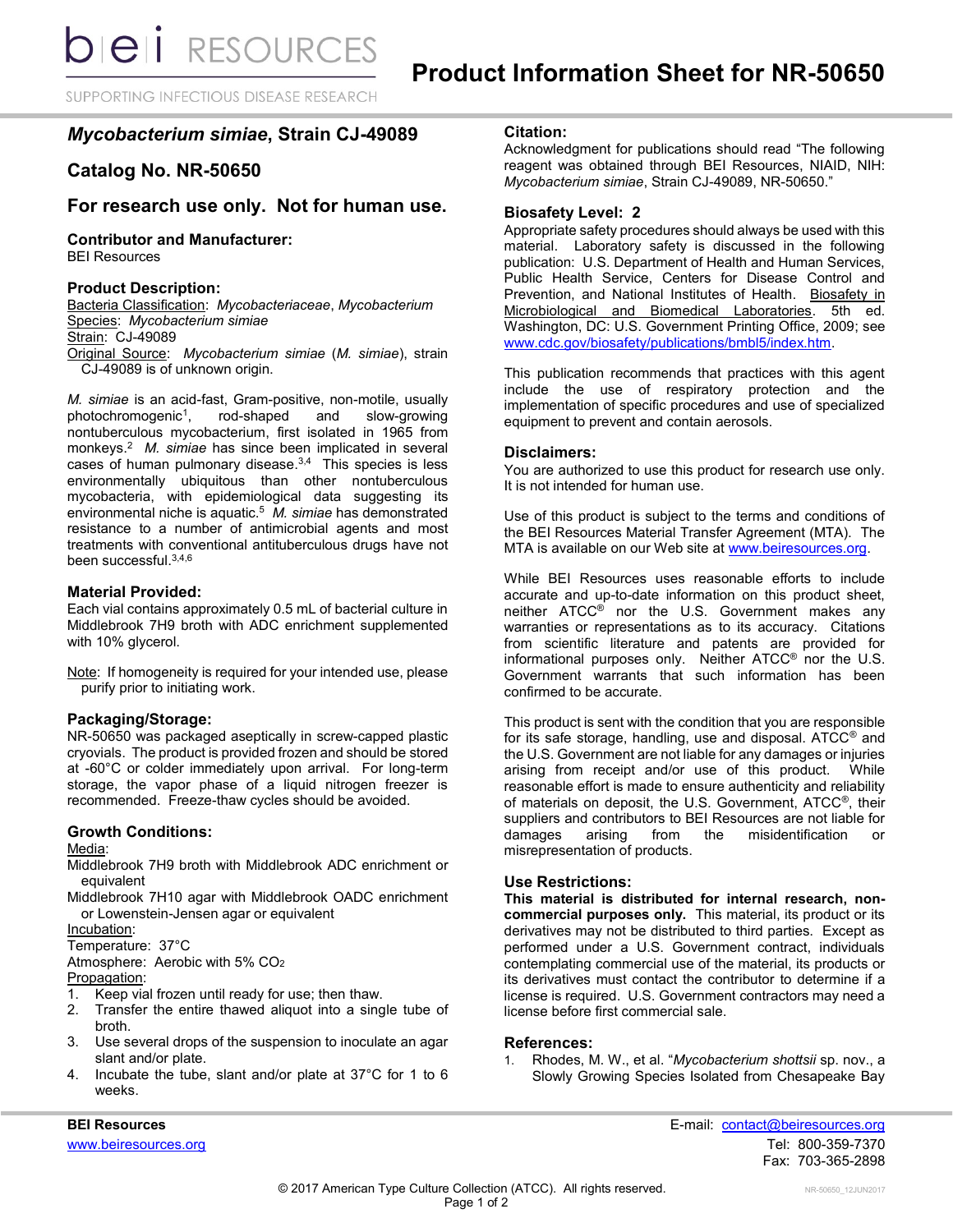# Product Information Sheet for NR-50650

## *Mycobacterium simiae*, Strain CJ-49089

## Catalog No. NR-50650

## For research use only. Not for human use.

### Contributor and Manufacturer:

BEI Resources

### Product Description:

Bacteria Classification: *Mycobacteriaceae*, *Mycobacterium*
Species: *Mycobacterium simiae*
Strain: CJ-49089
Original Source: *Mycobacterium simiae* (*M. simiae*), strain CJ-49089 is of unknown origin.

*M. simiae* is an acid-fast, Gram-positive, non-motile, usually photochromogenic[1], rod-shaped and slow-growing nontuberculous mycobacterium, first isolated in 1965 from monkeys.[2] *M. simiae* has since been implicated in several cases of human pulmonary disease.[3,4] This species is less environmentally ubiquitous than other nontuberculous mycobacteria, with epidemiological data suggesting its environmental niche is aquatic.[5] *M. simiae* has demonstrated resistance to a number of antimicrobial agents and most treatments with conventional antituberculous drugs have not been successful.[3,4,6]

### Material Provided:

Each vial contains approximately 0.5 mL of bacterial culture in Middlebrook 7H9 broth with ADC enrichment supplemented with 10% glycerol.

Note: If homogeneity is required for your intended use, please purify prior to initiating work.

### Packaging/Storage:

NR-50650 was packaged aseptically in screw-capped plastic cryovials. The product is provided frozen and should be stored at -60°C or colder immediately upon arrival. For long-term storage, the vapor phase of a liquid nitrogen freezer is recommended. Freeze-thaw cycles should be avoided.

### Growth Conditions:

Media:
Middlebrook 7H9 broth with Middlebrook ADC enrichment or equivalent
Middlebrook 7H10 agar with Middlebrook OADC enrichment or Lowenstein-Jensen agar or equivalent
Incubation:
Temperature: 37°C
Atmosphere: Aerobic with 5% $CO_2$
Propagation:

1. Keep vial frozen until ready for use; then thaw.
2. Transfer the entire thawed aliquot into a single tube of broth.
3. Use several drops of the suspension to inoculate an agar slant and/or plate.
4. Incubate the tube, slant and/or plate at 37°C for 1 to 6 weeks.

### Citation:

Acknowledgment for publications should read "The following reagent was obtained through BEI Resources, NIAID, NIH: *Mycobacterium simiae*, Strain CJ-49089, NR-50650."

### Biosafety Level: 2

Appropriate safety procedures should always be used with this material. Laboratory safety is discussed in the following publication: U.S. Department of Health and Human Services, Public Health Service, Centers for Disease Control and Prevention, and National Institutes of Health. Biosafety in Microbiological and Biomedical Laboratories. 5th ed. Washington, DC: U.S. Government Printing Office, 2009; see www.cdc.gov/biosafety/publications/bmbl5/index.htm.

This publication recommends that practices with this agent include the use of respiratory protection and the implementation of specific procedures and use of specialized equipment to prevent and contain aerosols.

### Disclaimers:

You are authorized to use this product for research use only. It is not intended for human use.

Use of this product is subject to the terms and conditions of the BEI Resources Material Transfer Agreement (MTA). The MTA is available on our Web site at www.beiresources.org.

While BEI Resources uses reasonable efforts to include accurate and up-to-date information on this product sheet, neither ATCC® nor the U.S. Government makes any warranties or representations as to its accuracy. Citations from scientific literature and patents are provided for informational purposes only. Neither ATCC® nor the U.S. Government warrants that such information has been confirmed to be accurate.

This product is sent with the condition that you are responsible for its safe storage, handling, use and disposal. ATCC® and the U.S. Government are not liable for any damages or injuries arising from receipt and/or use of this product. While reasonable effort is made to ensure authenticity and reliability of materials on deposit, the U.S. Government, ATCC®, their suppliers and contributors to BEI Resources are not liable for damages arising from the misidentification or misrepresentation of products.

### Use Restrictions:

**This material is distributed for internal research, non-commercial purposes only.** This material, its product or its derivatives may not be distributed to third parties. Except as performed under a U.S. Government contract, individuals contemplating commercial use of the material, its products or its derivatives must contact the contributor to determine if a license is required. U.S. Government contractors may need a license before first commercial sale.

### References:

1. Rhodes, M. W., et al. "*Mycobacterium shottsii* sp. nov., a Slowly Growing Species Isolated from Chesapeake Bay

**BEI Resources**
www.beiresources.org

E-mail: contact@beiresources.org
Tel: 800-359-7370
Fax: 703-365-2898

© 2017 American Type Culture Collection (ATCC). All rights reserved.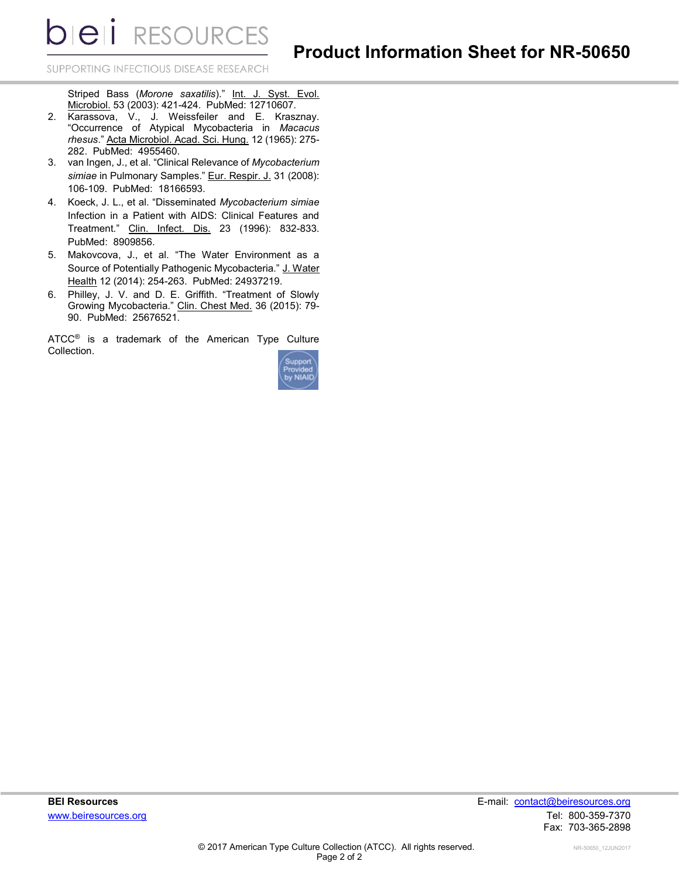Striped Bass (*Morone saxatilis*)." Int. J. Syst. Evol. Microbiol. 53 (2003): 421-424. PubMed: 12710607.

2. Karassova, V., J. Weissfeiler and E. Krasznay. "Occurrence of Atypical Mycobacteria in *Macacus rhesus*." Acta Microbiol. Acad. Sci. Hung. 12 (1965): 275-282. PubMed: 4955460.
3. van Ingen, J., et al. "Clinical Relevance of *Mycobacterium simiae* in Pulmonary Samples." Eur. Respir. J. 31 (2008): 106-109. PubMed: 18166593.
4. Koeck, J. L., et al. "Disseminated *Mycobacterium simiae* Infection in a Patient with AIDS: Clinical Features and Treatment." Clin. Infect. Dis. 23 (1996): 832-833. PubMed: 8909856.
5. Makovcova, J., et al. "The Water Environment as a Source of Potentially Pathogenic Mycobacteria." J. Water Health 12 (2014): 254-263. PubMed: 24937219.
6. Philley, J. V. and D. E. Griffith. "Treatment of Slowly Growing Mycobacteria." Clin. Chest Med. 36 (2015): 79-90. PubMed: 25676521.

ATCC® is a trademark of the American Type Culture Collection.

Support Provided by NIAID

**BEI Resources**
www.beiresources.org

E-mail: contact@beiresources.org
Tel: 800-359-7370
Fax: 703-365-2898

© 2017 American Type Culture Collection (ATCC). All rights reserved.

NR-50650_12JUN2017